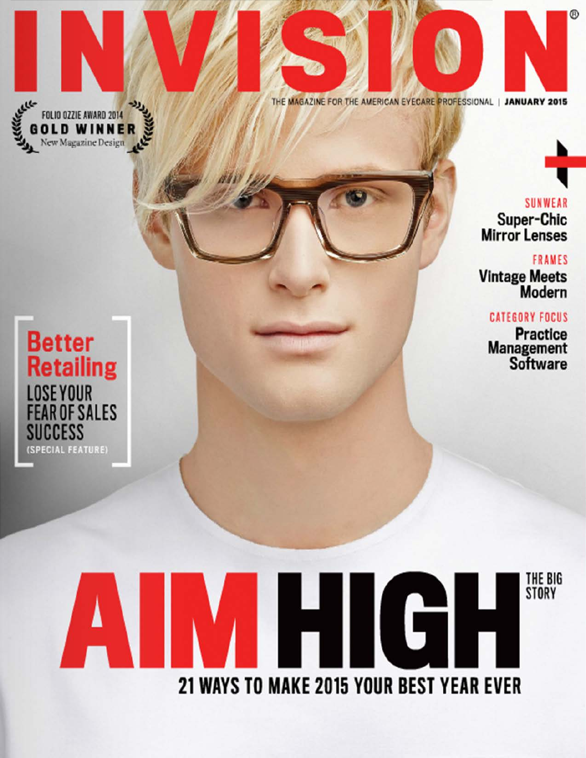# INVISION®

THE MAGAZINE FOR THE AMERICAN EYECARE PROFESSIONAL | **JANUARY 2015**

FOLIO OZZIE AWARD 2014
**GOLD WINNER**
New Magazine Design

SUNWEAR
**Super-Chic Mirror Lenses**

FRAMES
**Vintage Meets Modern**

CATEGORY FOCUS
**Practice Management Software**

**Better Retailing**
LOSE YOUR FEAR OF SALES SUCCESS
(SPECIAL FEATURE)

## AIM HIGH

THE BIG STORY

**21 WAYS TO MAKE 2015 YOUR BEST YEAR EVER**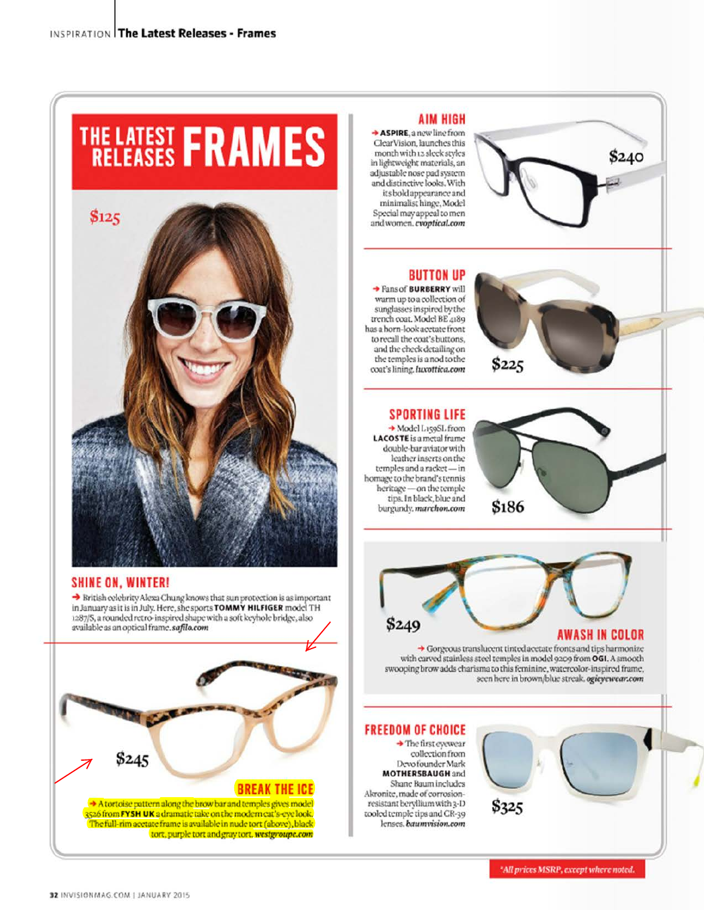# THE LATEST RELEASES FRAMES

$125

## SHINE ON, WINTER!

→ British celebrity Alexa Chung knows that sun protection is as important in January as it is in July. Here, she sports **TOMMY HILFIGER** model TH 1287/S, a rounded retro-inspired shape with a soft keyhole bridge, also available as an optical frame. ***safilo.com***

$245

## BREAK THE ICE

→ A tortoise pattern along the brow bar and temples gives model 3526 from **FYSH UK** a dramatic take on the modern cat's-eye look. The full-rim acetate frame is available in nude tort (above), black tort, purple tort and gray tort. ***westgroupe.com***

## AIM HIGH

→ **ASPIRE**, a new line from ClearVision, launches this month with 12 sleek styles in lightweight materials, an adjustable nose pad system and distinctive looks. With its bold appearance and minimalist hinge, Model Special may appeal to men and women. ***cvoptical.com***

$240

## BUTTON UP

→ Fans of **BURBERRY** will warm up to a collection of sunglasses inspired by the trench coat. Model BE 4189 has a horn-look acetate front to recall the coat's buttons, and the check detailing on the temples is a nod to the coat's lining. ***luxottica.com***

$225

## SPORTING LIFE

→ Model L159SL from **LACOSTE** is a metal frame double-bar aviator with leather inserts on the temples and a racket—in homage to the brand's tennis heritage—on the temple tips. In black, blue and burgundy. ***marchon.com***

$186

$249

## AWASH IN COLOR

→ Gorgeous translucent tinted acetate fronts and tips harmonize with carved stainless steel temples in model 9209 from **OGI**. A smooth swooping brow adds charisma to this feminine, watercolor-inspired frame, seen here in brown/blue streak. ***ogieyewear.com***

## FREEDOM OF CHOICE

→ The first eyewear collection from Devo founder Mark **MOTHERSBAUGH** and Shane Baum includes Akronite, made of corrosion-resistant beryllium with 3-D tooled temple tips and CR-39 lenses. ***baumvision.com***

$325

*All prices MSRP, except where noted.*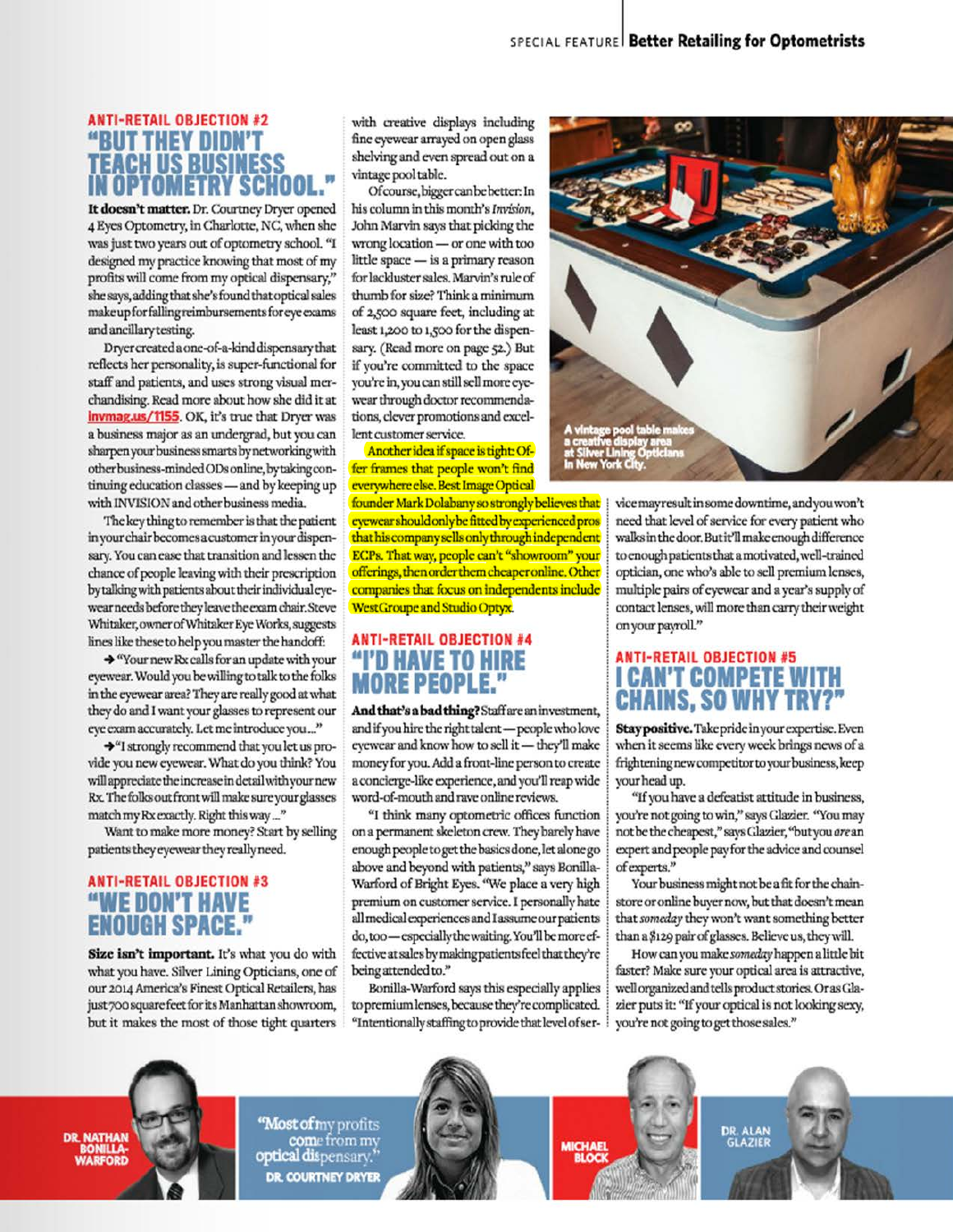## ANTI-RETAIL OBJECTION #2
# "BUT THEY DIDN'T TEACH US BUSINESS IN OPTOMETRY SCHOOL."

**It doesn't matter.** Dr. Courtney Dryer opened 4 Eyes Optometry, in Charlotte, NC, when she was just two years out of optometry school. "I designed my practice knowing that most of my profits will come from my optical dispensary," she says, adding that she's found that optical sales makeup for falling reimbursements for eye exams and ancillary testing.

Dryer created a one-of-a-kind dispensary that reflects her personality, is super-functional for staff and patients, and uses strong visual merchandising. Read more about how she did it at invmag.us/1155. OK, it's true that Dryer was a business major as an undergrad, but you can sharpen your business smarts by networking with other business-minded ODs online, by taking continuing education classes — and by keeping up with INVISION and other business media.

The key thing to remember is that the patient in your chair becomes a customer in your dispensary. You can ease that transition and lessen the chance of people leaving with their prescription by talking with patients about their individual eyewear needs before they leave the exam chair. Steve Whitaker, owner of Whitaker Eye Works, suggests lines like these to help you master the handoff:

→ "Your new Rx calls for an update with your eyewear. Would you be willing to talk to the folks in the eyewear area? They are really good at what they do and I want your glasses to represent our eye exam accurately. Let me introduce you..."

→ "I strongly recommend that you let us provide you new eyewear. What do you think? You will appreciate the increase in detail with your new Rx. The folks out front will make sure your glasses match my Rx exactly. Right this way ..."

Want to make more money? Start by selling patients they eyewear they really need.

## ANTI-RETAIL OBJECTION #3
# "WE DON'T HAVE ENOUGH SPACE."

**Size isn't important.** It's what you do with what you have. Silver Lining Opticians, one of our 2014 America's Finest Optical Retailers, has just 700 square feet for its Manhattan showroom, but it makes the most of those tight quarters with creative displays including fine eyewear arrayed on open glass shelving and even spread out on a vintage pool table.

Of course, bigger can be better: In his column in this month's *Invision*, John Marvin says that picking the wrong location — or one with too little space — is a primary reason for lackluster sales. Marvin's rule of thumb for size? Think a minimum of 2,500 square feet, including at least 1,200 to 1,500 for the dispensary. (Read more on page 52.) But if you're committed to the space you're in, you can still sell more eyewear through doctor recommendations, clever promotions and excellent customer service.

Another idea if space is tight: Offer frames that people won't find everywhere else. Best Image Optical founder Mark Dolabany so strongly believes that eyewear should only be fitted by experienced pros that his company sells only through independent ECPs. That way, people can't "showroom" your offerings, then order them cheaper online. Other companies that focus on independents include WestGroupe and Studio Optyx.

A vintage pool table makes a creative display area at Silver Lining Opticians in New York City.

## ANTI-RETAIL OBJECTION #4
# "I'D HAVE TO HIRE MORE PEOPLE."

**And that's a bad thing?** Staff are an investment, and if you hire the right talent — people who love eyewear and know how to sell it — they'll make money for you. Add a front-line person to create a concierge-like experience, and you'll reap wide word-of-mouth and rave online reviews.

"I think many optometric offices function on a permanent skeleton crew. They barely have enough people to get the basics done, let alone go above and beyond with patients," says Bonilla-Warford of Bright Eyes. "We place a very high premium on customer service. I personally hate all medical experiences and I assume our patients do, too — especially the waiting. You'll be more effective at sales by making patients feel that they're being attended to."

Bonilla-Warford says this especially applies to premium lenses, because they're complicated. "Intentionally staffing to provide that level of service may result in some downtime, and you won't need that level of service for every patient who walks in the door. But it'll make enough difference to enough patients that a motivated, well-trained optician, one who's able to sell premium lenses, multiple pairs of eyewear and a year's supply of contact lenses, will more than carry their weight on your payroll."

## ANTI-RETAIL OBJECTION #5
# I CAN'T COMPETE WITH CHAINS, SO WHY TRY?"

**Stay positive.** Take pride in your expertise. Even when it seems like every week brings news of a frightening new competitor to your business, keep your head up.

"If you have a defeatist attitude in business, you're not going to win," says Glazier. "You may not be the cheapest," says Glazier, "but you *are* an expert and people pay for the advice and counsel of experts."

Your business might not be a fit for the chain-store or online buyer now, but that doesn't mean that *someday* they won't want something better than a $129 pair of glasses. Believe us, they will.

How can you make *someday* happen a little bit faster? Make sure your optical area is attractive, well organized and tells product stories. Or as Glazier puts it: "If your optical is not looking sexy, you're not going to get those sales."

DR. NATHAN BONILLA-WARFORD

"Most of my profits come from my optical dispensary."
DR. COURTNEY DRYER

MICHAEL BLOCK

DR. ALAN GLAZIER